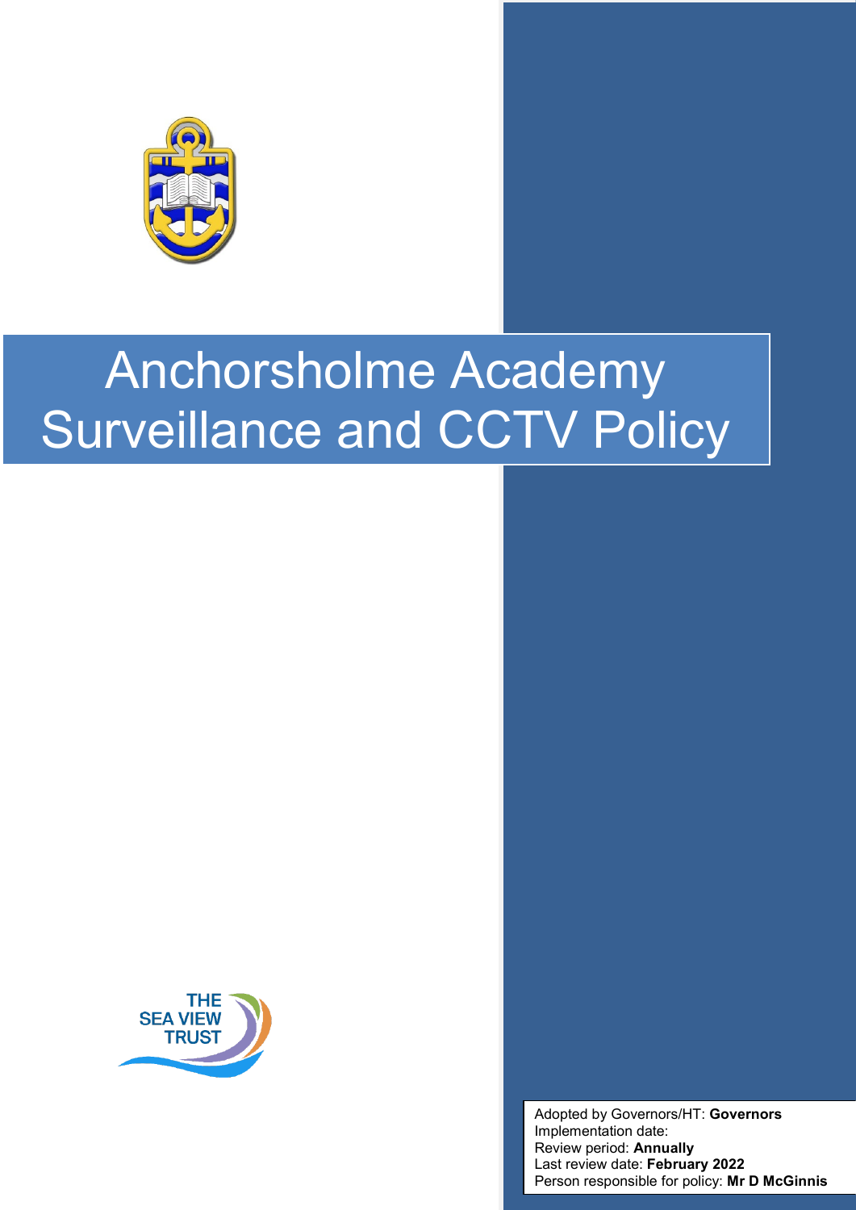# Anchorsholme Academy Surveillance and CCTV Policy

THE SEA VIEW TRUST

Adopted by Governors/HT: **Governors**
Implementation date:
Review period: **Annually**
Last review date: **February 2022**
Person responsible for policy: **Mr D McGinnis**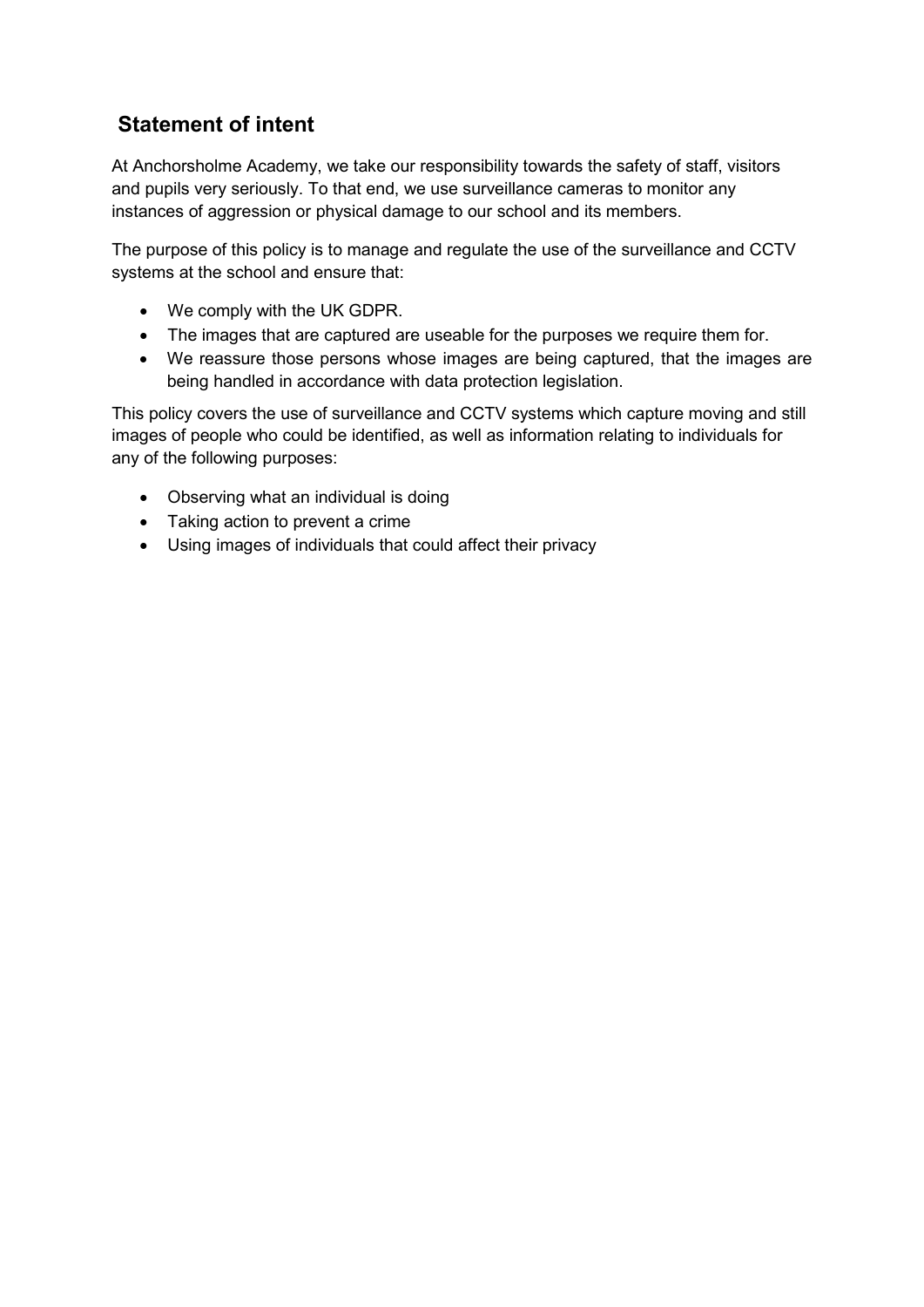## Statement of intent

At Anchorsholme Academy, we take our responsibility towards the safety of staff, visitors and pupils very seriously. To that end, we use surveillance cameras to monitor any instances of aggression or physical damage to our school and its members.

The purpose of this policy is to manage and regulate the use of the surveillance and CCTV systems at the school and ensure that:

- We comply with the UK GDPR.
- The images that are captured are useable for the purposes we require them for.
- We reassure those persons whose images are being captured, that the images are being handled in accordance with data protection legislation.

This policy covers the use of surveillance and CCTV systems which capture moving and still images of people who could be identified, as well as information relating to individuals for any of the following purposes:

- Observing what an individual is doing
- Taking action to prevent a crime
- Using images of individuals that could affect their privacy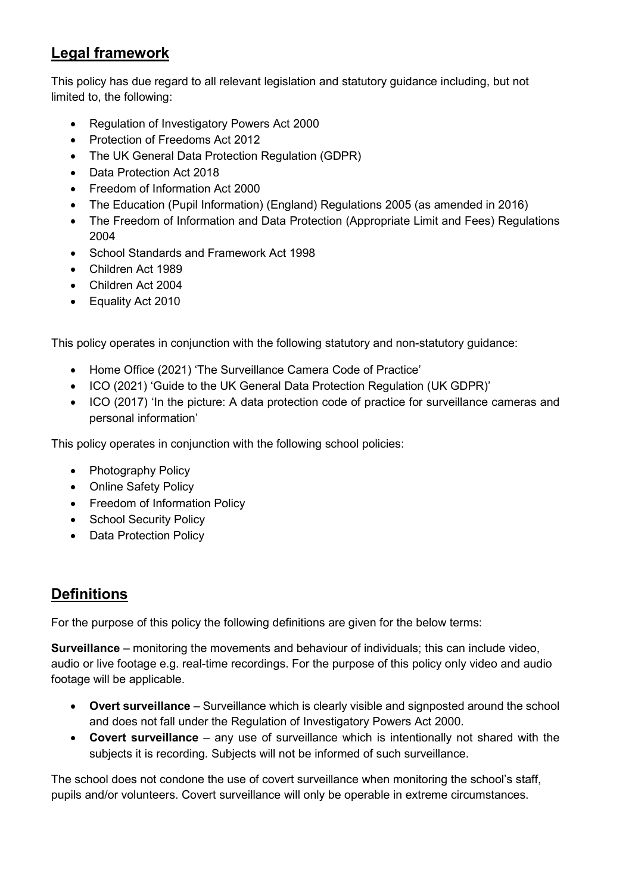## Legal framework

This policy has due regard to all relevant legislation and statutory guidance including, but not limited to, the following:

- Regulation of Investigatory Powers Act 2000
- Protection of Freedoms Act 2012
- The UK General Data Protection Regulation (GDPR)
- Data Protection Act 2018
- Freedom of Information Act 2000
- The Education (Pupil Information) (England) Regulations 2005 (as amended in 2016)
- The Freedom of Information and Data Protection (Appropriate Limit and Fees) Regulations 2004
- School Standards and Framework Act 1998
- Children Act 1989
- Children Act 2004
- Equality Act 2010

This policy operates in conjunction with the following statutory and non-statutory guidance:

- Home Office (2021) 'The Surveillance Camera Code of Practice'
- ICO (2021) 'Guide to the UK General Data Protection Regulation (UK GDPR)'
- ICO (2017) 'In the picture: A data protection code of practice for surveillance cameras and personal information'

This policy operates in conjunction with the following school policies:

- Photography Policy
- Online Safety Policy
- Freedom of Information Policy
- School Security Policy
- Data Protection Policy

## Definitions

For the purpose of this policy the following definitions are given for the below terms:

**Surveillance** – monitoring the movements and behaviour of individuals; this can include video, audio or live footage e.g. real-time recordings. For the purpose of this policy only video and audio footage will be applicable.

- **Overt surveillance** – Surveillance which is clearly visible and signposted around the school and does not fall under the Regulation of Investigatory Powers Act 2000.
- **Covert surveillance** – any use of surveillance which is intentionally not shared with the subjects it is recording. Subjects will not be informed of such surveillance.

The school does not condone the use of covert surveillance when monitoring the school's staff, pupils and/or volunteers. Covert surveillance will only be operable in extreme circumstances.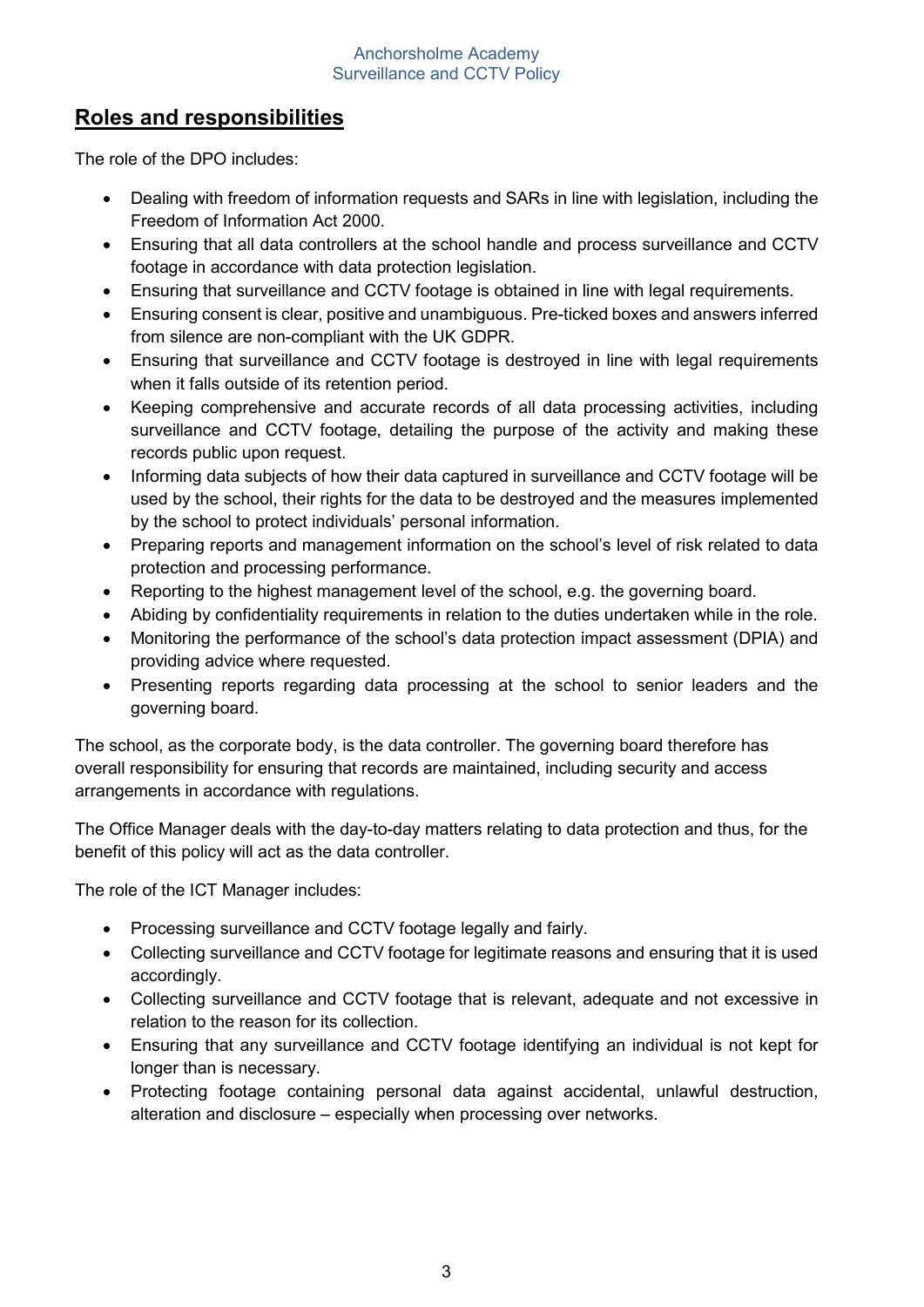## Roles and responsibilities

The role of the DPO includes:

- Dealing with freedom of information requests and SARs in line with legislation, including the Freedom of Information Act 2000.
- Ensuring that all data controllers at the school handle and process surveillance and CCTV footage in accordance with data protection legislation.
- Ensuring that surveillance and CCTV footage is obtained in line with legal requirements.
- Ensuring consent is clear, positive and unambiguous. Pre-ticked boxes and answers inferred from silence are non-compliant with the UK GDPR.
- Ensuring that surveillance and CCTV footage is destroyed in line with legal requirements when it falls outside of its retention period.
- Keeping comprehensive and accurate records of all data processing activities, including surveillance and CCTV footage, detailing the purpose of the activity and making these records public upon request.
- Informing data subjects of how their data captured in surveillance and CCTV footage will be used by the school, their rights for the data to be destroyed and the measures implemented by the school to protect individuals' personal information.
- Preparing reports and management information on the school's level of risk related to data protection and processing performance.
- Reporting to the highest management level of the school, e.g. the governing board.
- Abiding by confidentiality requirements in relation to the duties undertaken while in the role.
- Monitoring the performance of the school's data protection impact assessment (DPIA) and providing advice where requested.
- Presenting reports regarding data processing at the school to senior leaders and the governing board.

The school, as the corporate body, is the data controller. The governing board therefore has overall responsibility for ensuring that records are maintained, including security and access arrangements in accordance with regulations.

The Office Manager deals with the day-to-day matters relating to data protection and thus, for the benefit of this policy will act as the data controller.

The role of the ICT Manager includes:

- Processing surveillance and CCTV footage legally and fairly.
- Collecting surveillance and CCTV footage for legitimate reasons and ensuring that it is used accordingly.
- Collecting surveillance and CCTV footage that is relevant, adequate and not excessive in relation to the reason for its collection.
- Ensuring that any surveillance and CCTV footage identifying an individual is not kept for longer than is necessary.
- Protecting footage containing personal data against accidental, unlawful destruction, alteration and disclosure – especially when processing over networks.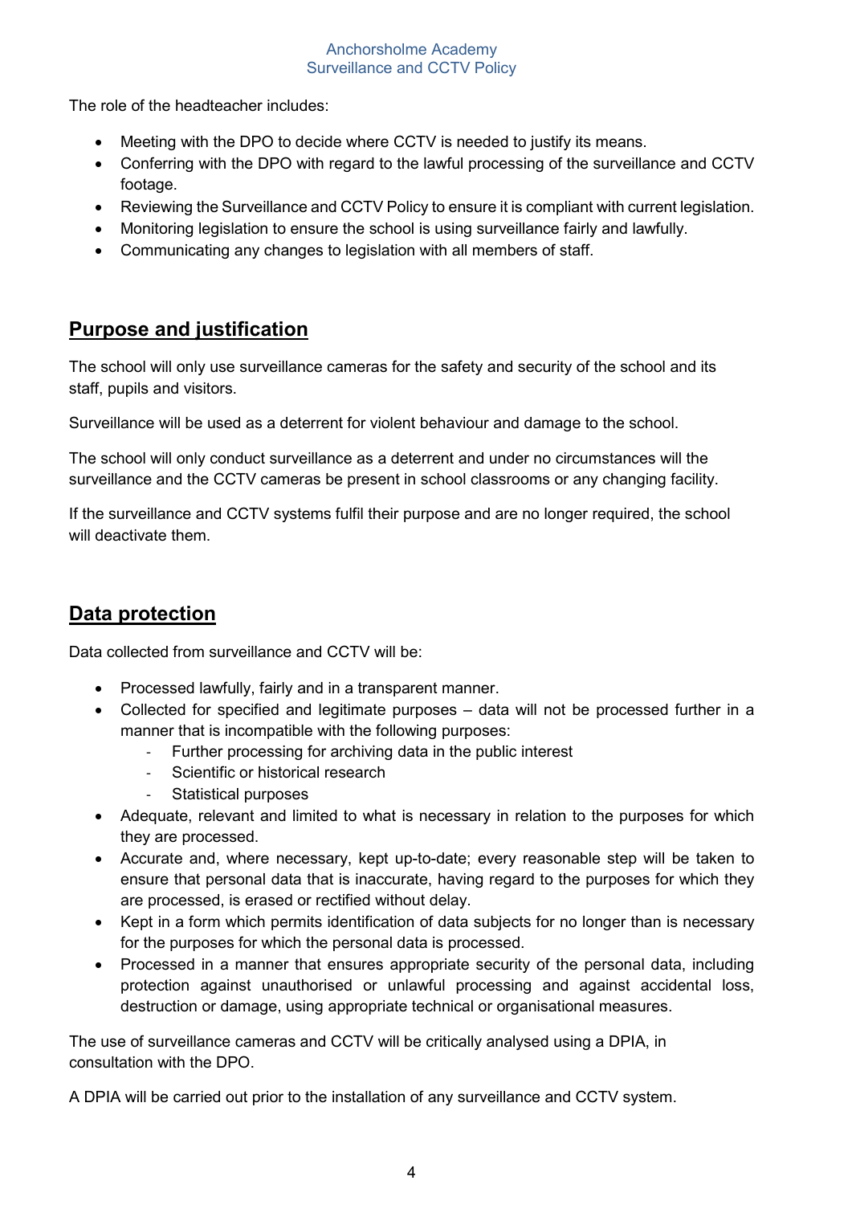The role of the headteacher includes:

- Meeting with the DPO to decide where CCTV is needed to justify its means.
- Conferring with the DPO with regard to the lawful processing of the surveillance and CCTV footage.
- Reviewing the Surveillance and CCTV Policy to ensure it is compliant with current legislation.
- Monitoring legislation to ensure the school is using surveillance fairly and lawfully.
- Communicating any changes to legislation with all members of staff.

## Purpose and justification

The school will only use surveillance cameras for the safety and security of the school and its staff, pupils and visitors.

Surveillance will be used as a deterrent for violent behaviour and damage to the school.

The school will only conduct surveillance as a deterrent and under no circumstances will the surveillance and the CCTV cameras be present in school classrooms or any changing facility.

If the surveillance and CCTV systems fulfil their purpose and are no longer required, the school will deactivate them.

## Data protection

Data collected from surveillance and CCTV will be:

- Processed lawfully, fairly and in a transparent manner.
- Collected for specified and legitimate purposes – data will not be processed further in a manner that is incompatible with the following purposes:
  - Further processing for archiving data in the public interest
  - Scientific or historical research
  - Statistical purposes
- Adequate, relevant and limited to what is necessary in relation to the purposes for which they are processed.
- Accurate and, where necessary, kept up-to-date; every reasonable step will be taken to ensure that personal data that is inaccurate, having regard to the purposes for which they are processed, is erased or rectified without delay.
- Kept in a form which permits identification of data subjects for no longer than is necessary for the purposes for which the personal data is processed.
- Processed in a manner that ensures appropriate security of the personal data, including protection against unauthorised or unlawful processing and against accidental loss, destruction or damage, using appropriate technical or organisational measures.

The use of surveillance cameras and CCTV will be critically analysed using a DPIA, in consultation with the DPO.

A DPIA will be carried out prior to the installation of any surveillance and CCTV system.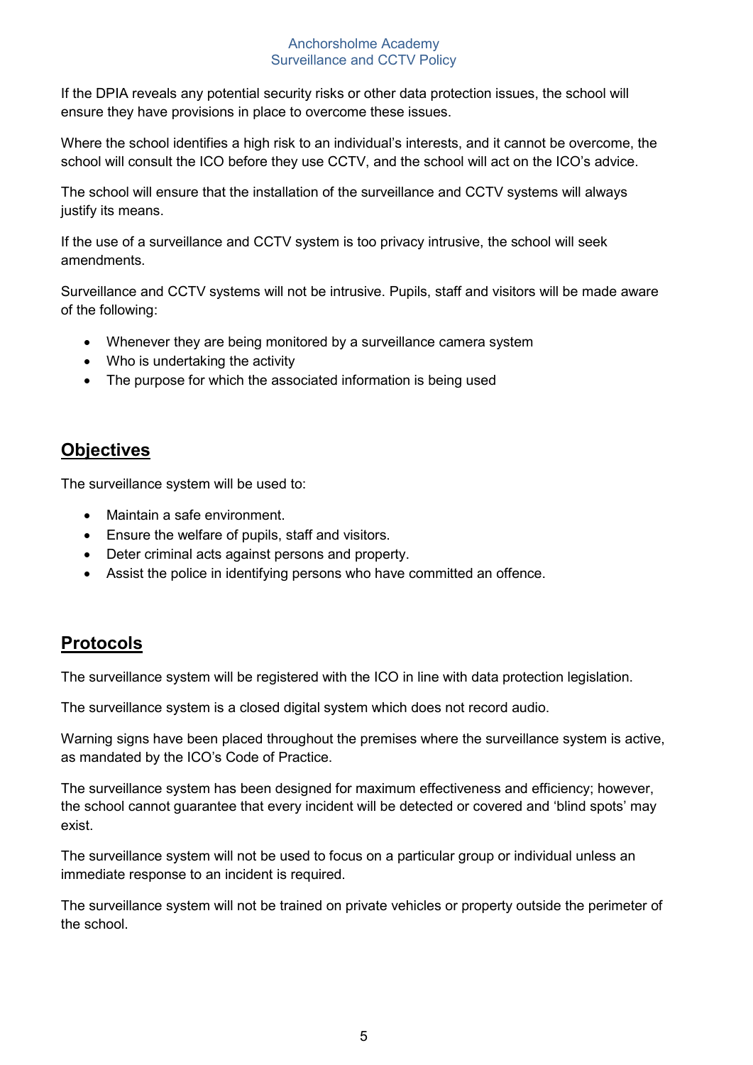If the DPIA reveals any potential security risks or other data protection issues, the school will ensure they have provisions in place to overcome these issues.

Where the school identifies a high risk to an individual's interests, and it cannot be overcome, the school will consult the ICO before they use CCTV, and the school will act on the ICO's advice.

The school will ensure that the installation of the surveillance and CCTV systems will always justify its means.

If the use of a surveillance and CCTV system is too privacy intrusive, the school will seek amendments.

Surveillance and CCTV systems will not be intrusive. Pupils, staff and visitors will be made aware of the following:

- Whenever they are being monitored by a surveillance camera system
- Who is undertaking the activity
- The purpose for which the associated information is being used

## Objectives

The surveillance system will be used to:

- Maintain a safe environment.
- Ensure the welfare of pupils, staff and visitors.
- Deter criminal acts against persons and property.
- Assist the police in identifying persons who have committed an offence.

## Protocols

The surveillance system will be registered with the ICO in line with data protection legislation.

The surveillance system is a closed digital system which does not record audio.

Warning signs have been placed throughout the premises where the surveillance system is active, as mandated by the ICO's Code of Practice.

The surveillance system has been designed for maximum effectiveness and efficiency; however, the school cannot guarantee that every incident will be detected or covered and 'blind spots' may exist.

The surveillance system will not be used to focus on a particular group or individual unless an immediate response to an incident is required.

The surveillance system will not be trained on private vehicles or property outside the perimeter of the school.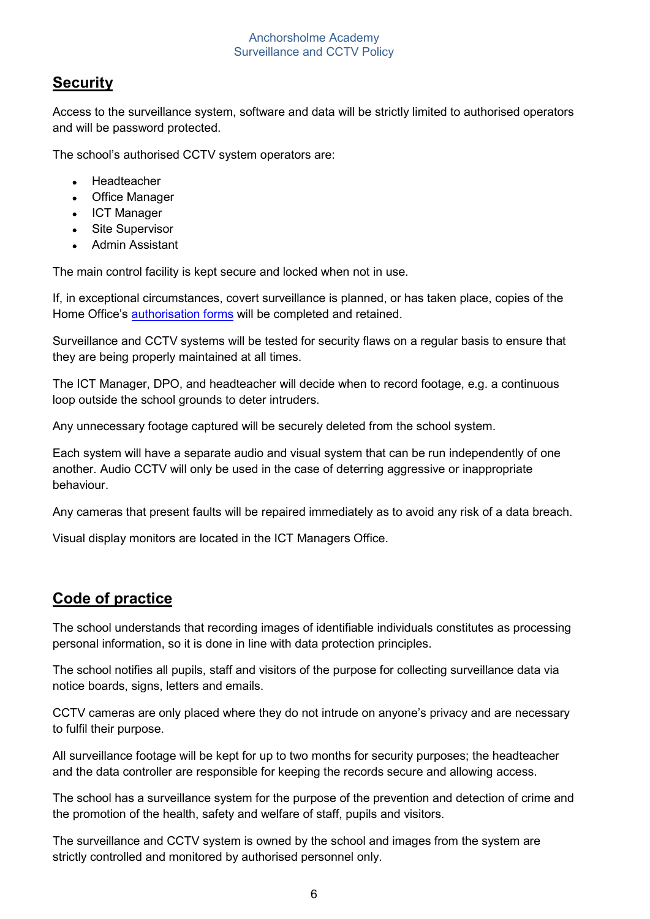## Security

Access to the surveillance system, software and data will be strictly limited to authorised operators and will be password protected.

The school's authorised CCTV system operators are:

- Headteacher
- Office Manager
- ICT Manager
- Site Supervisor
- Admin Assistant

The main control facility is kept secure and locked when not in use.

If, in exceptional circumstances, covert surveillance is planned, or has taken place, copies of the Home Office's authorisation forms will be completed and retained.

Surveillance and CCTV systems will be tested for security flaws on a regular basis to ensure that they are being properly maintained at all times.

The ICT Manager, DPO, and headteacher will decide when to record footage, e.g. a continuous loop outside the school grounds to deter intruders.

Any unnecessary footage captured will be securely deleted from the school system.

Each system will have a separate audio and visual system that can be run independently of one another. Audio CCTV will only be used in the case of deterring aggressive or inappropriate behaviour.

Any cameras that present faults will be repaired immediately as to avoid any risk of a data breach.

Visual display monitors are located in the ICT Managers Office.

## Code of practice

The school understands that recording images of identifiable individuals constitutes as processing personal information, so it is done in line with data protection principles.

The school notifies all pupils, staff and visitors of the purpose for collecting surveillance data via notice boards, signs, letters and emails.

CCTV cameras are only placed where they do not intrude on anyone's privacy and are necessary to fulfil their purpose.

All surveillance footage will be kept for up to two months for security purposes; the headteacher and the data controller are responsible for keeping the records secure and allowing access.

The school has a surveillance system for the purpose of the prevention and detection of crime and the promotion of the health, safety and welfare of staff, pupils and visitors.

The surveillance and CCTV system is owned by the school and images from the system are strictly controlled and monitored by authorised personnel only.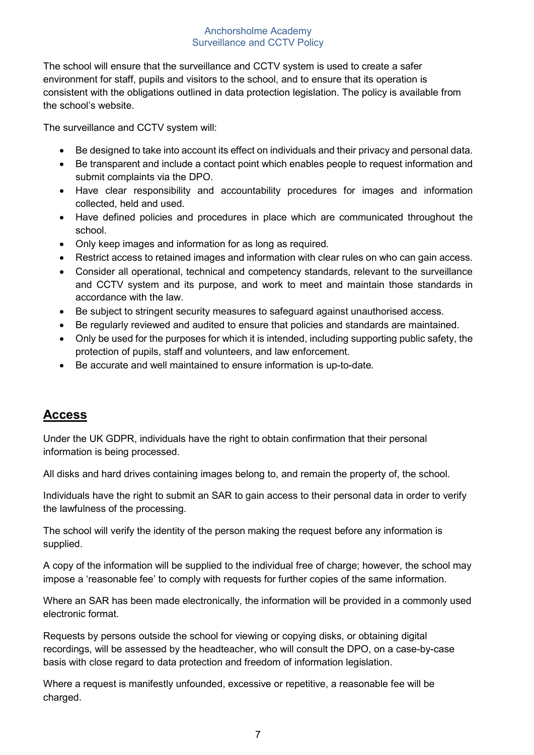The school will ensure that the surveillance and CCTV system is used to create a safer environment for staff, pupils and visitors to the school, and to ensure that its operation is consistent with the obligations outlined in data protection legislation. The policy is available from the school's website.

The surveillance and CCTV system will:

- Be designed to take into account its effect on individuals and their privacy and personal data.
- Be transparent and include a contact point which enables people to request information and submit complaints via the DPO.
- Have clear responsibility and accountability procedures for images and information collected, held and used.
- Have defined policies and procedures in place which are communicated throughout the school.
- Only keep images and information for as long as required.
- Restrict access to retained images and information with clear rules on who can gain access.
- Consider all operational, technical and competency standards, relevant to the surveillance and CCTV system and its purpose, and work to meet and maintain those standards in accordance with the law.
- Be subject to stringent security measures to safeguard against unauthorised access.
- Be regularly reviewed and audited to ensure that policies and standards are maintained.
- Only be used for the purposes for which it is intended, including supporting public safety, the protection of pupils, staff and volunteers, and law enforcement.
- Be accurate and well maintained to ensure information is up-to-date.

## Access

Under the UK GDPR, individuals have the right to obtain confirmation that their personal information is being processed.

All disks and hard drives containing images belong to, and remain the property of, the school.

Individuals have the right to submit an SAR to gain access to their personal data in order to verify the lawfulness of the processing.

The school will verify the identity of the person making the request before any information is supplied.

A copy of the information will be supplied to the individual free of charge; however, the school may impose a 'reasonable fee' to comply with requests for further copies of the same information.

Where an SAR has been made electronically, the information will be provided in a commonly used electronic format.

Requests by persons outside the school for viewing or copying disks, or obtaining digital recordings, will be assessed by the headteacher, who will consult the DPO, on a case-by-case basis with close regard to data protection and freedom of information legislation.

Where a request is manifestly unfounded, excessive or repetitive, a reasonable fee will be charged.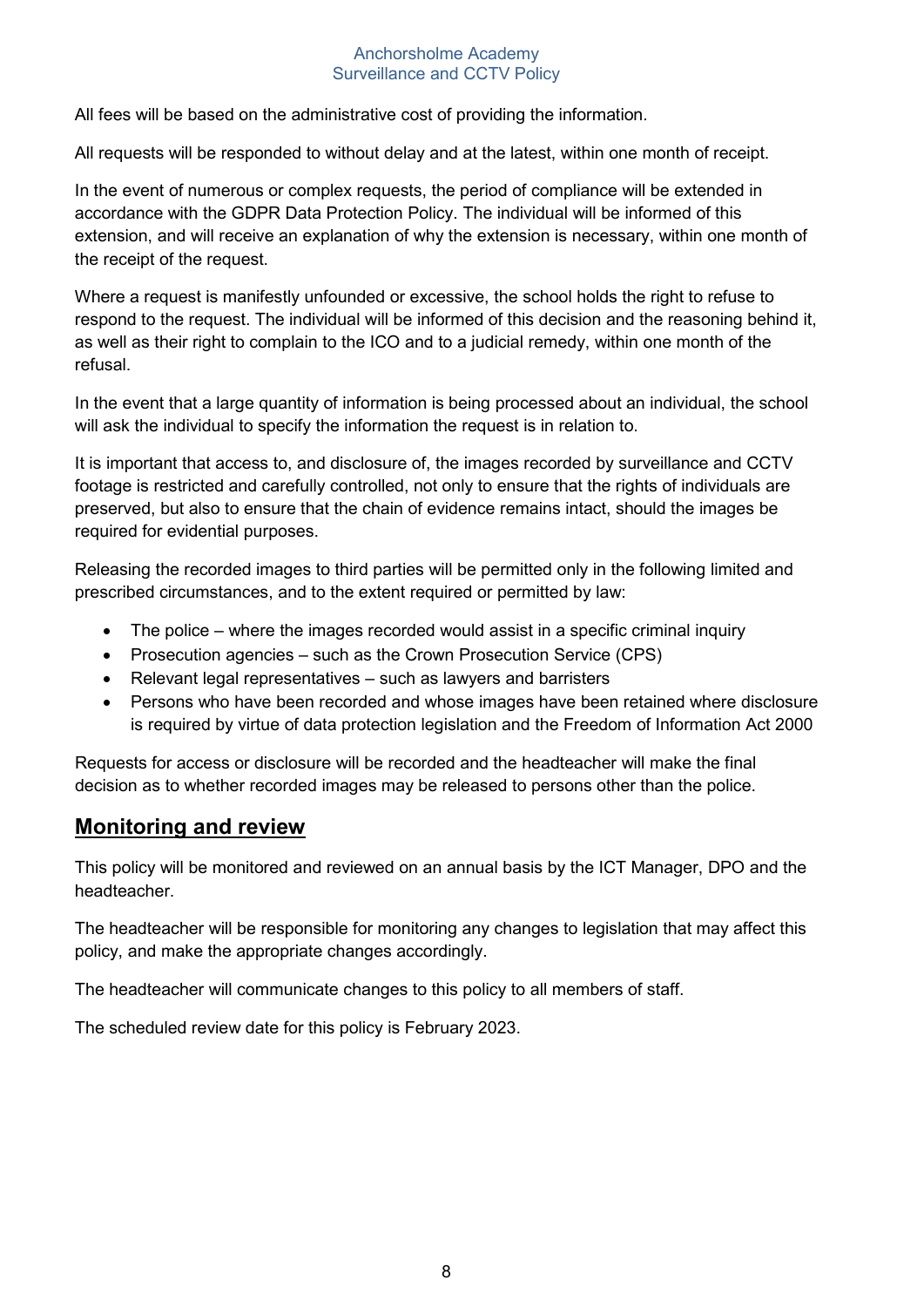All fees will be based on the administrative cost of providing the information.

All requests will be responded to without delay and at the latest, within one month of receipt.

In the event of numerous or complex requests, the period of compliance will be extended in accordance with the GDPR Data Protection Policy. The individual will be informed of this extension, and will receive an explanation of why the extension is necessary, within one month of the receipt of the request.

Where a request is manifestly unfounded or excessive, the school holds the right to refuse to respond to the request. The individual will be informed of this decision and the reasoning behind it, as well as their right to complain to the ICO and to a judicial remedy, within one month of the refusal.

In the event that a large quantity of information is being processed about an individual, the school will ask the individual to specify the information the request is in relation to.

It is important that access to, and disclosure of, the images recorded by surveillance and CCTV footage is restricted and carefully controlled, not only to ensure that the rights of individuals are preserved, but also to ensure that the chain of evidence remains intact, should the images be required for evidential purposes.

Releasing the recorded images to third parties will be permitted only in the following limited and prescribed circumstances, and to the extent required or permitted by law:

- The police – where the images recorded would assist in a specific criminal inquiry
- Prosecution agencies – such as the Crown Prosecution Service (CPS)
- Relevant legal representatives – such as lawyers and barristers
- Persons who have been recorded and whose images have been retained where disclosure is required by virtue of data protection legislation and the Freedom of Information Act 2000

Requests for access or disclosure will be recorded and the headteacher will make the final decision as to whether recorded images may be released to persons other than the police.

## Monitoring and review

This policy will be monitored and reviewed on an annual basis by the ICT Manager, DPO and the headteacher.

The headteacher will be responsible for monitoring any changes to legislation that may affect this policy, and make the appropriate changes accordingly.

The headteacher will communicate changes to this policy to all members of staff.

The scheduled review date for this policy is February 2023.